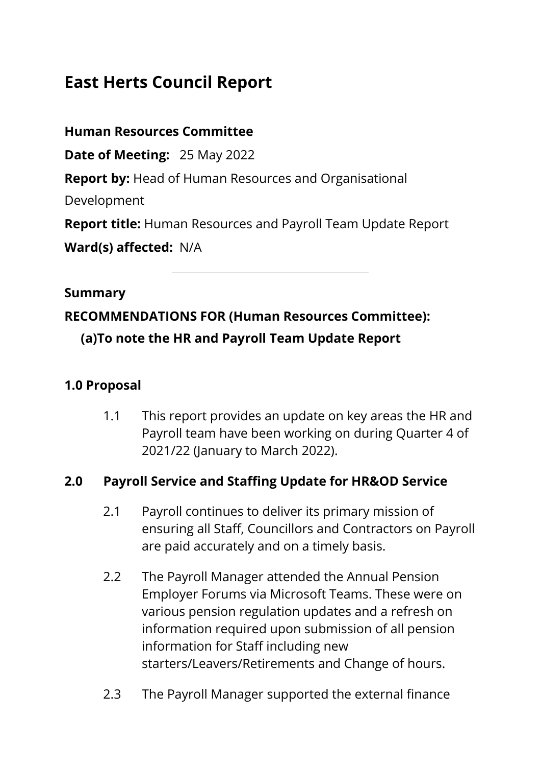# East Herts Council Report

**Human Resources Committee**

**Date of Meeting:** 25 May 2022

**Report by:** Head of Human Resources and Organisational Development

**Report title:** Human Resources and Payroll Team Update Report

**Ward(s) affected:** N/A

---

**Summary**

**RECOMMENDATIONS FOR (Human Resources Committee):**

**(a)To note the HR and Payroll Team Update Report**

## 1.0 Proposal

1.1 This report provides an update on key areas the HR and Payroll team have been working on during Quarter 4 of 2021/22 (January to March 2022).

## 2.0 Payroll Service and Staffing Update for HR&OD Service

2.1 Payroll continues to deliver its primary mission of ensuring all Staff, Councillors and Contractors on Payroll are paid accurately and on a timely basis.

2.2 The Payroll Manager attended the Annual Pension Employer Forums via Microsoft Teams. These were on various pension regulation updates and a refresh on information required upon submission of all pension information for Staff including new starters/Leavers/Retirements and Change of hours.

2.3 The Payroll Manager supported the external finance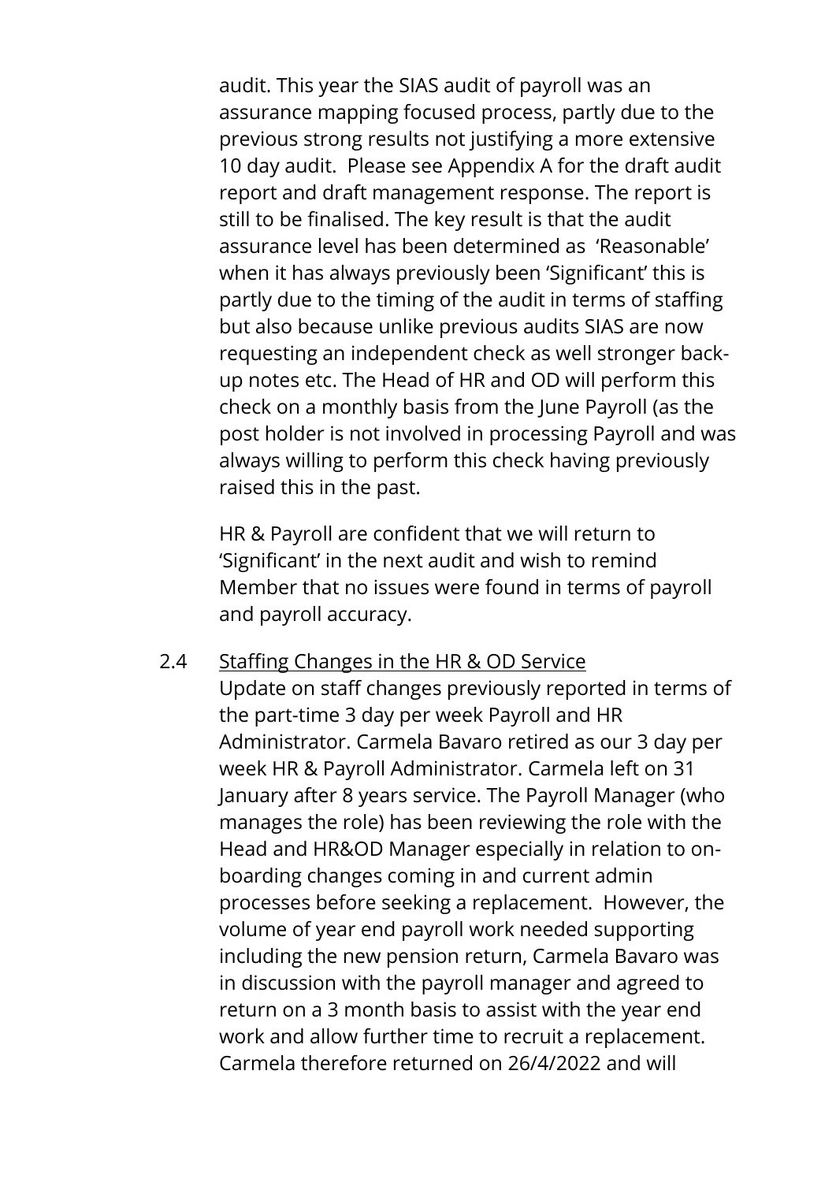audit. This year the SIAS audit of payroll was an assurance mapping focused process, partly due to the previous strong results not justifying a more extensive 10 day audit. Please see Appendix A for the draft audit report and draft management response. The report is still to be finalised. The key result is that the audit assurance level has been determined as 'Reasonable' when it has always previously been 'Significant' this is partly due to the timing of the audit in terms of staffing but also because unlike previous audits SIAS are now requesting an independent check as well stronger back-up notes etc. The Head of HR and OD will perform this check on a monthly basis from the June Payroll (as the post holder is not involved in processing Payroll and was always willing to perform this check having previously raised this in the past.

HR & Payroll are confident that we will return to 'Significant' in the next audit and wish to remind Member that no issues were found in terms of payroll and payroll accuracy.

2.4 <u>Staffing Changes in the HR & OD Service</u>

Update on staff changes previously reported in terms of the part-time 3 day per week Payroll and HR Administrator. Carmela Bavaro retired as our 3 day per week HR & Payroll Administrator. Carmela left on 31 January after 8 years service. The Payroll Manager (who manages the role) has been reviewing the role with the Head and HR&OD Manager especially in relation to on-boarding changes coming in and current admin processes before seeking a replacement. However, the volume of year end payroll work needed supporting including the new pension return, Carmela Bavaro was in discussion with the payroll manager and agreed to return on a 3 month basis to assist with the year end work and allow further time to recruit a replacement. Carmela therefore returned on 26/4/2022 and will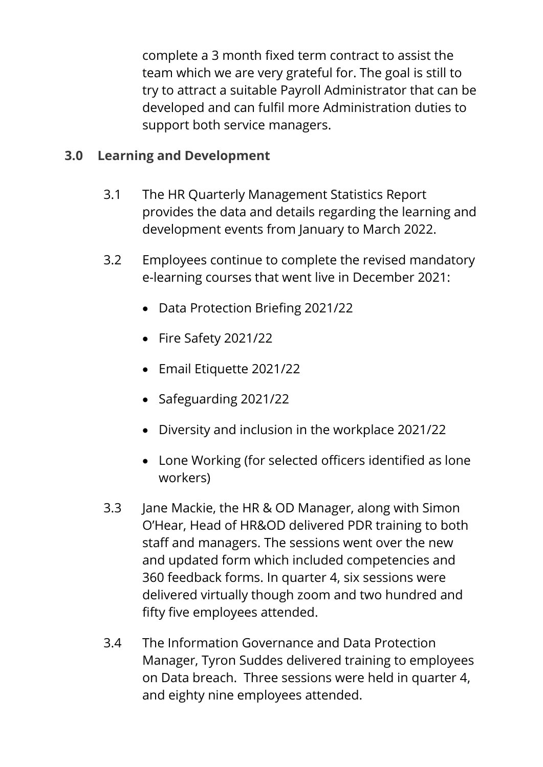complete a 3 month fixed term contract to assist the team which we are very grateful for. The goal is still to try to attract a suitable Payroll Administrator that can be developed and can fulfil more Administration duties to support both service managers.

## 3.0 Learning and Development

3.1 The HR Quarterly Management Statistics Report provides the data and details regarding the learning and development events from January to March 2022.

3.2 Employees continue to complete the revised mandatory e-learning courses that went live in December 2021:

- Data Protection Briefing 2021/22
- Fire Safety 2021/22
- Email Etiquette 2021/22
- Safeguarding 2021/22
- Diversity and inclusion in the workplace 2021/22
- Lone Working (for selected officers identified as lone workers)

3.3 Jane Mackie, the HR & OD Manager, along with Simon O'Hear, Head of HR&OD delivered PDR training to both staff and managers. The sessions went over the new and updated form which included competencies and 360 feedback forms. In quarter 4, six sessions were delivered virtually though zoom and two hundred and fifty five employees attended.

3.4 The Information Governance and Data Protection Manager, Tyron Suddes delivered training to employees on Data breach. Three sessions were held in quarter 4, and eighty nine employees attended.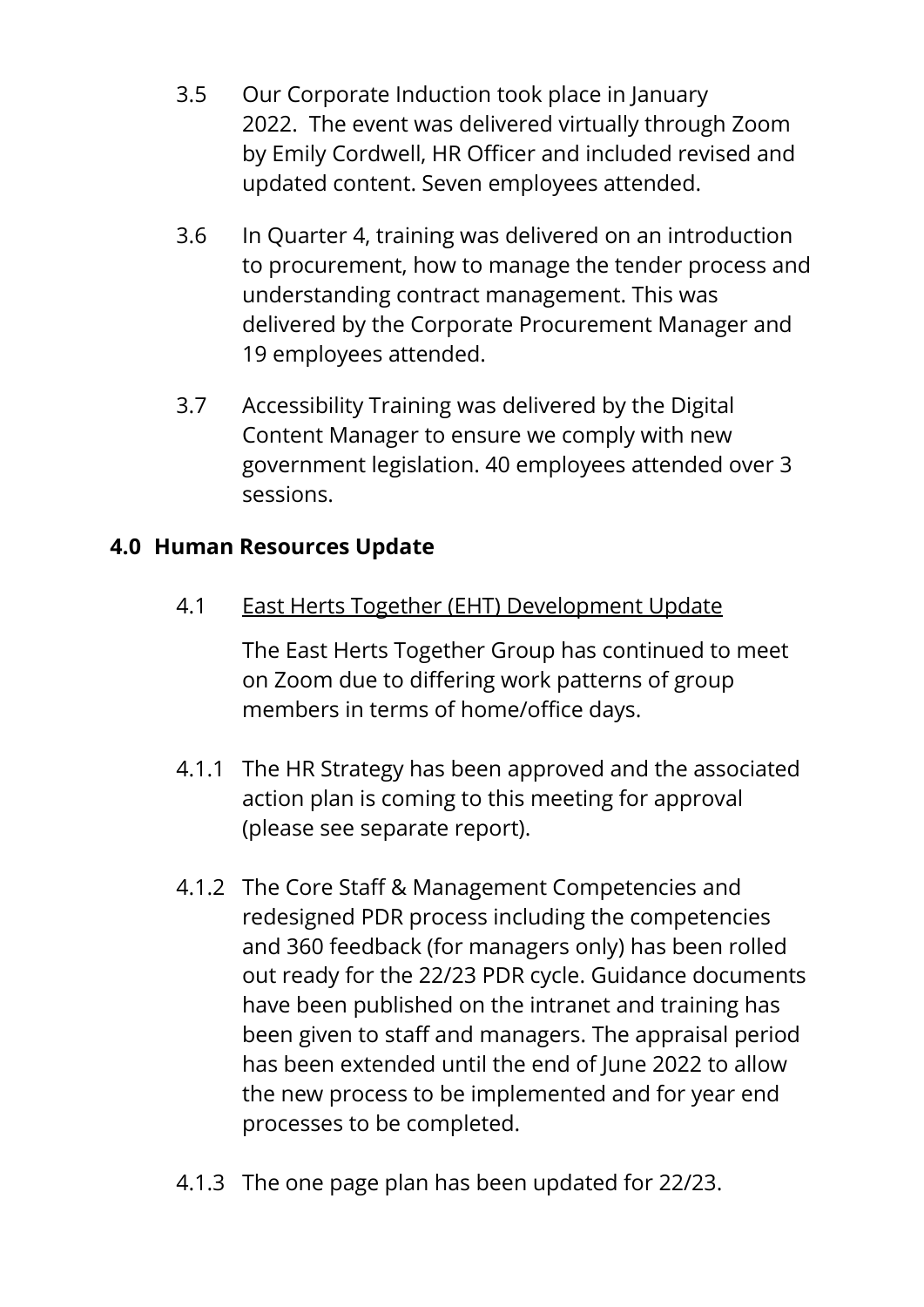3.5 Our Corporate Induction took place in January 2022. The event was delivered virtually through Zoom by Emily Cordwell, HR Officer and included revised and updated content. Seven employees attended.

3.6 In Quarter 4, training was delivered on an introduction to procurement, how to manage the tender process and understanding contract management. This was delivered by the Corporate Procurement Manager and 19 employees attended.

3.7 Accessibility Training was delivered by the Digital Content Manager to ensure we comply with new government legislation. 40 employees attended over 3 sessions.

## 4.0 Human Resources Update

4.1 <u>East Herts Together (EHT) Development Update</u>

The East Herts Together Group has continued to meet on Zoom due to differing work patterns of group members in terms of home/office days.

4.1.1 The HR Strategy has been approved and the associated action plan is coming to this meeting for approval (please see separate report).

4.1.2 The Core Staff & Management Competencies and redesigned PDR process including the competencies and 360 feedback (for managers only) has been rolled out ready for the 22/23 PDR cycle. Guidance documents have been published on the intranet and training has been given to staff and managers. The appraisal period has been extended until the end of June 2022 to allow the new process to be implemented and for year end processes to be completed.

4.1.3 The one page plan has been updated for 22/23.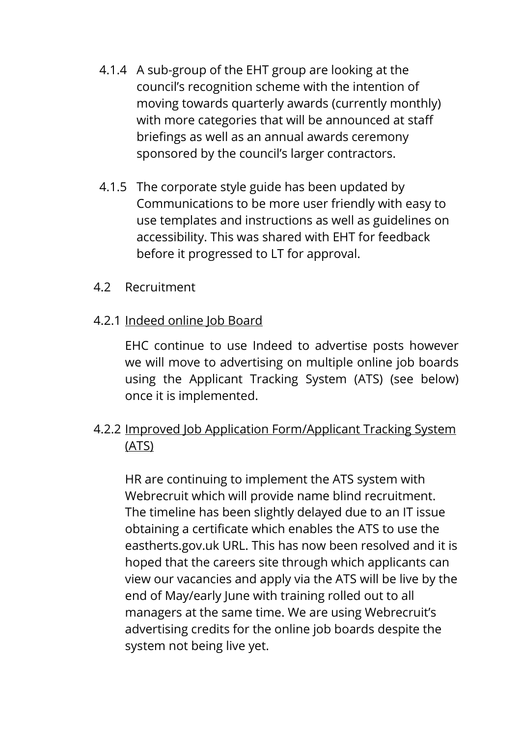4.1.4 A sub-group of the EHT group are looking at the council's recognition scheme with the intention of moving towards quarterly awards (currently monthly) with more categories that will be announced at staff briefings as well as an annual awards ceremony sponsored by the council's larger contractors.

4.1.5 The corporate style guide has been updated by Communications to be more user friendly with easy to use templates and instructions as well as guidelines on accessibility. This was shared with EHT for feedback before it progressed to LT for approval.

4.2 Recruitment

4.2.1 <u>Indeed online Job Board</u>

EHC continue to use Indeed to advertise posts however we will move to advertising on multiple online job boards using the Applicant Tracking System (ATS) (see below) once it is implemented.

4.2.2 <u>Improved Job Application Form/Applicant Tracking System (ATS)</u>

HR are continuing to implement the ATS system with Webrecruit which will provide name blind recruitment. The timeline has been slightly delayed due to an IT issue obtaining a certificate which enables the ATS to use the eastherts.gov.uk URL. This has now been resolved and it is hoped that the careers site through which applicants can view our vacancies and apply via the ATS will be live by the end of May/early June with training rolled out to all managers at the same time. We are using Webrecruit's advertising credits for the online job boards despite the system not being live yet.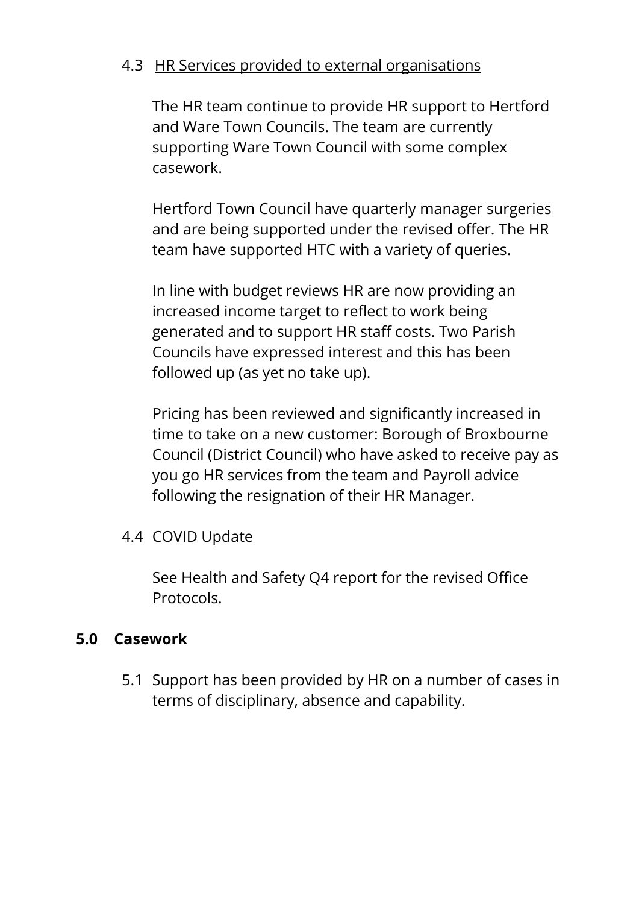4.3 HR Services provided to external organisations

The HR team continue to provide HR support to Hertford and Ware Town Councils. The team are currently supporting Ware Town Council with some complex casework.

Hertford Town Council have quarterly manager surgeries and are being supported under the revised offer. The HR team have supported HTC with a variety of queries.

In line with budget reviews HR are now providing an increased income target to reflect to work being generated and to support HR staff costs. Two Parish Councils have expressed interest and this has been followed up (as yet no take up).

Pricing has been reviewed and significantly increased in time to take on a new customer: Borough of Broxbourne Council (District Council) who have asked to receive pay as you go HR services from the team and Payroll advice following the resignation of their HR Manager.

4.4 COVID Update

See Health and Safety Q4 report for the revised Office Protocols.

## 5.0 Casework

5.1 Support has been provided by HR on a number of cases in terms of disciplinary, absence and capability.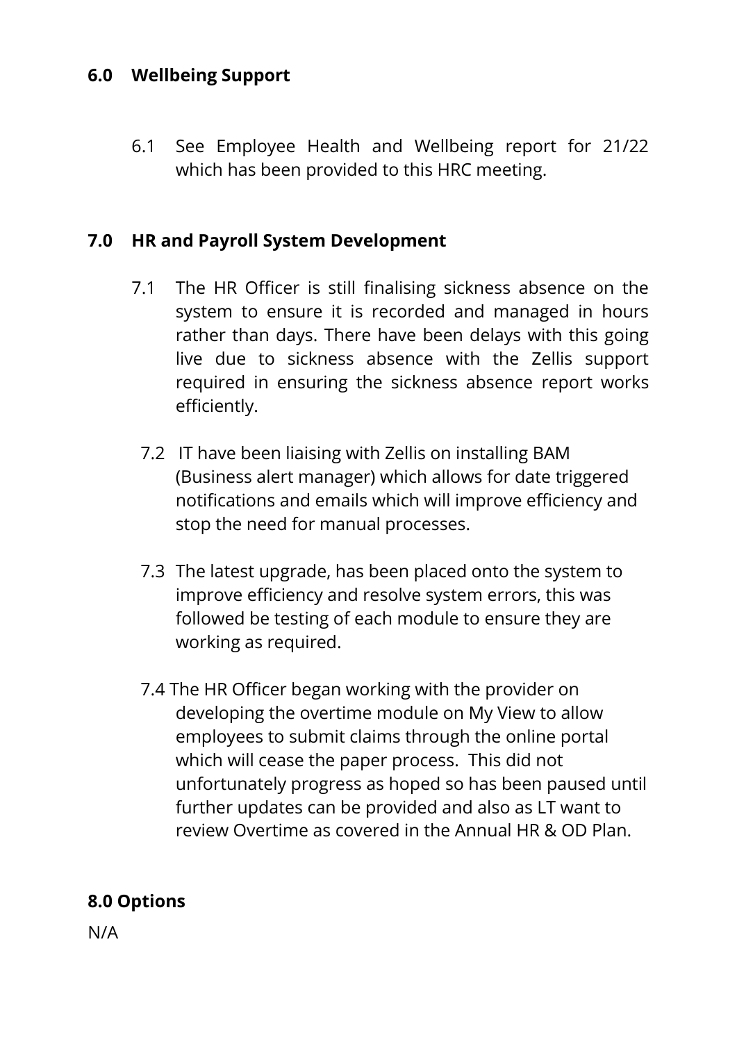## 6.0 Wellbeing Support

6.1 See Employee Health and Wellbeing report for 21/22 which has been provided to this HRC meeting.

## 7.0 HR and Payroll System Development

7.1 The HR Officer is still finalising sickness absence on the system to ensure it is recorded and managed in hours rather than days. There have been delays with this going live due to sickness absence with the Zellis support required in ensuring the sickness absence report works efficiently.

7.2 IT have been liaising with Zellis on installing BAM (Business alert manager) which allows for date triggered notifications and emails which will improve efficiency and stop the need for manual processes.

7.3 The latest upgrade, has been placed onto the system to improve efficiency and resolve system errors, this was followed be testing of each module to ensure they are working as required.

7.4 The HR Officer began working with the provider on developing the overtime module on My View to allow employees to submit claims through the online portal which will cease the paper process. This did not unfortunately progress as hoped so has been paused until further updates can be provided and also as LT want to review Overtime as covered in the Annual HR & OD Plan.

## 8.0 Options

N/A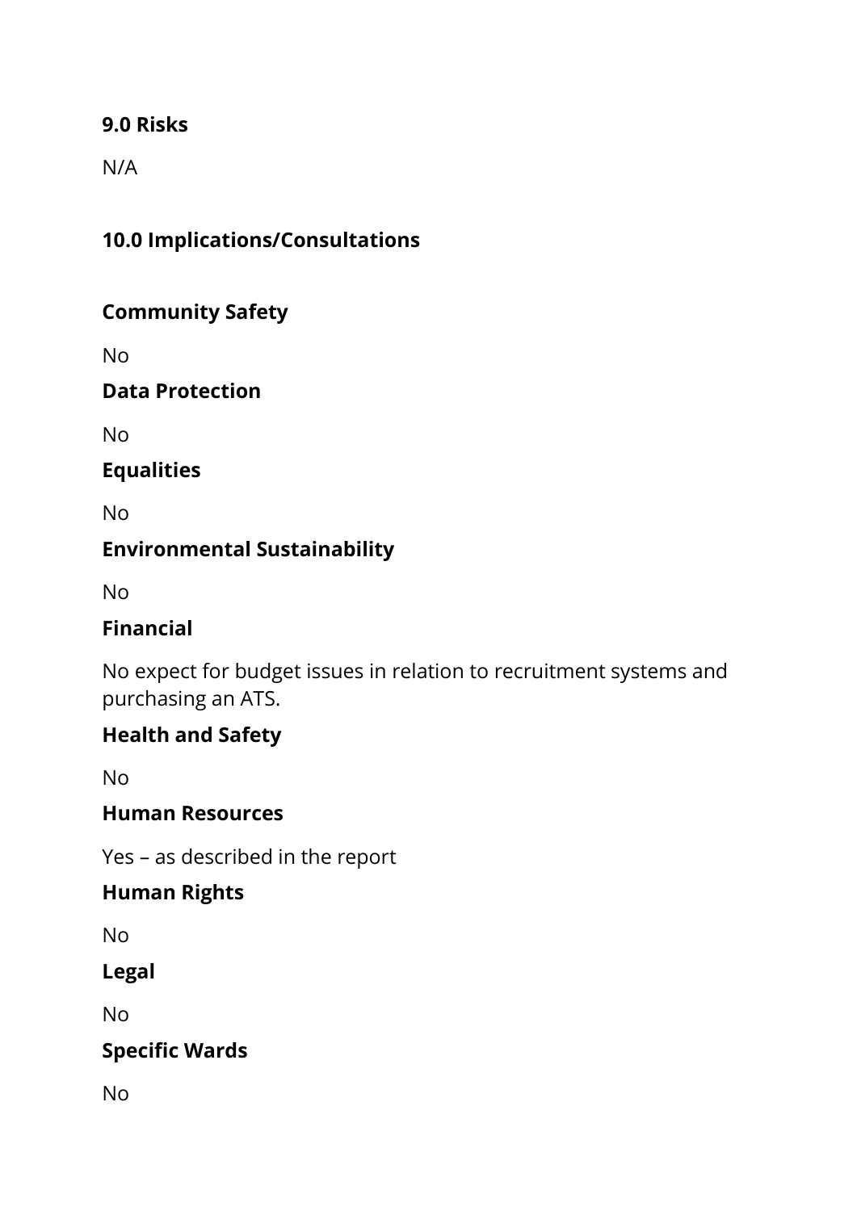## 9.0 Risks

N/A

## 10.0 Implications/Consultations

### Community Safety

No

### Data Protection

No

### Equalities

No

### Environmental Sustainability

No

### Financial

No expect for budget issues in relation to recruitment systems and purchasing an ATS.

### Health and Safety

No

### Human Resources

Yes – as described in the report

### Human Rights

No

### Legal

No

### Specific Wards

No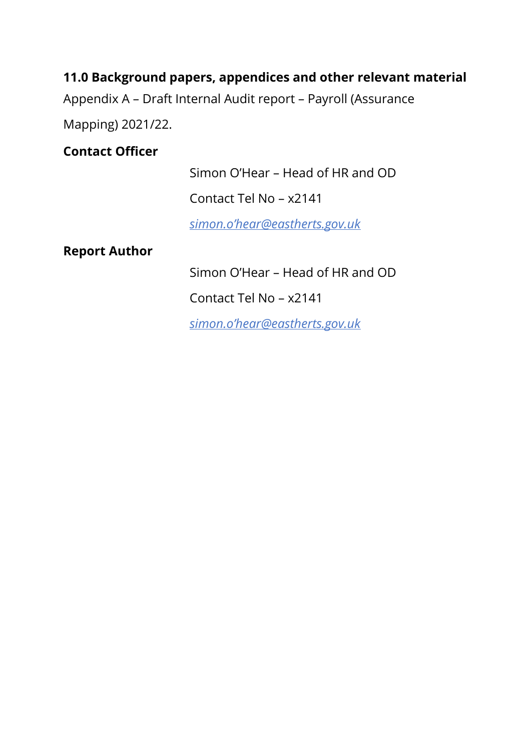**11.0 Background papers, appendices and other relevant material**

Appendix A – Draft Internal Audit report – Payroll (Assurance Mapping) 2021/22.

**Contact Officer**

Simon O'Hear – Head of HR and OD

Contact Tel No – x2141

*simon.o'hear@eastherts.gov.uk*

**Report Author**

Simon O'Hear – Head of HR and OD

Contact Tel No – x2141

*simon.o'hear@eastherts.gov.uk*